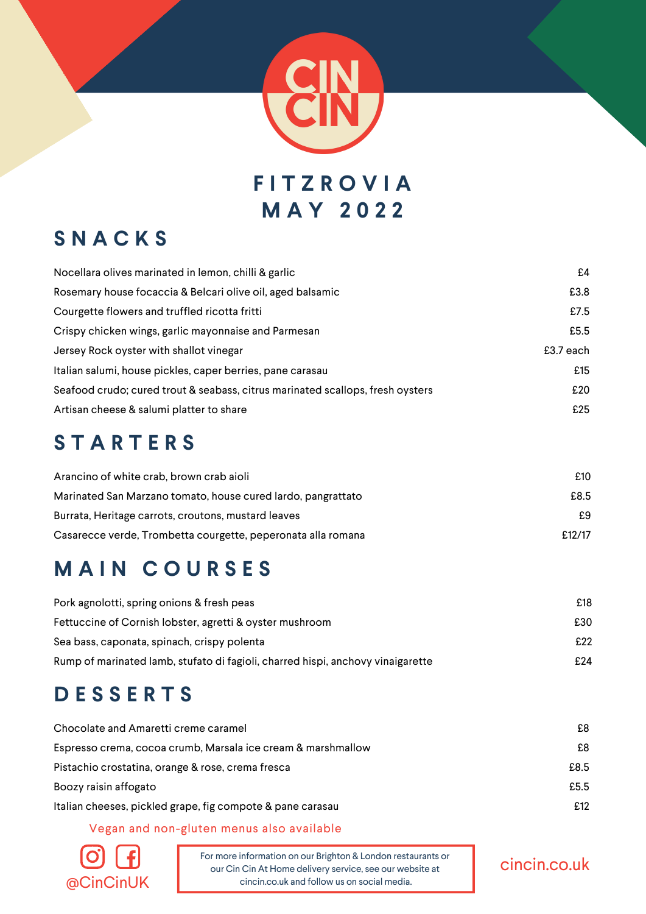# CIN CIN

## FITZROVIA MAY 2022

## SNACKS

| | |
|---|---|
| Nocellara olives marinated in lemon, chilli & garlic | £4 |
| Rosemary house focaccia & Belcari olive oil, aged balsamic | £3.8 |
| Courgette flowers and truffled ricotta fritti | £7.5 |
| Crispy chicken wings, garlic mayonnaise and Parmesan | £5.5 |
| Jersey Rock oyster with shallot vinegar | £3.7 each |
| Italian salumi, house pickles, caper berries, pane carasau | £15 |
| Seafood crudo; cured trout & seabass, citrus marinated scallops, fresh oysters | £20 |
| Artisan cheese & salumi platter to share | £25 |

## STARTERS

| | |
|---|---|
| Arancino of white crab, brown crab aioli | £10 |
| Marinated San Marzano tomato, house cured lardo, pangrattato | £8.5 |
| Burrata, Heritage carrots, croutons, mustard leaves | £9 |
| Casarecce verde, Trombetta courgette, peperonata alla romana | £12/17 |

## MAIN COURSES

| | |
|---|---|
| Pork agnolotti, spring onions & fresh peas | £18 |
| Fettuccine of Cornish lobster, agretti & oyster mushroom | £30 |
| Sea bass, caponata, spinach, crispy polenta | £22 |
| Rump of marinated lamb, stufato di fagioli, charred hispi, anchovy vinaigarette | £24 |

## DESSERTS

| | |
|---|---|
| Chocolate and Amaretti creme caramel | £8 |
| Espresso crema, cocoa crumb, Marsala ice cream & marshmallow | £8 |
| Pistachio crostatina, orange & rose, crema fresca | £8.5 |
| Boozy raisin affogato | £5.5 |
| Italian cheeses, pickled grape, fig compote & pane carasau | £12 |

Vegan and non-gluten menus also available

@CinCinUK

For more information on our Brighton & London restaurants or our Cin Cin At Home delivery service, see our website at cincin.co.uk and follow us on social media.

cincin.co.uk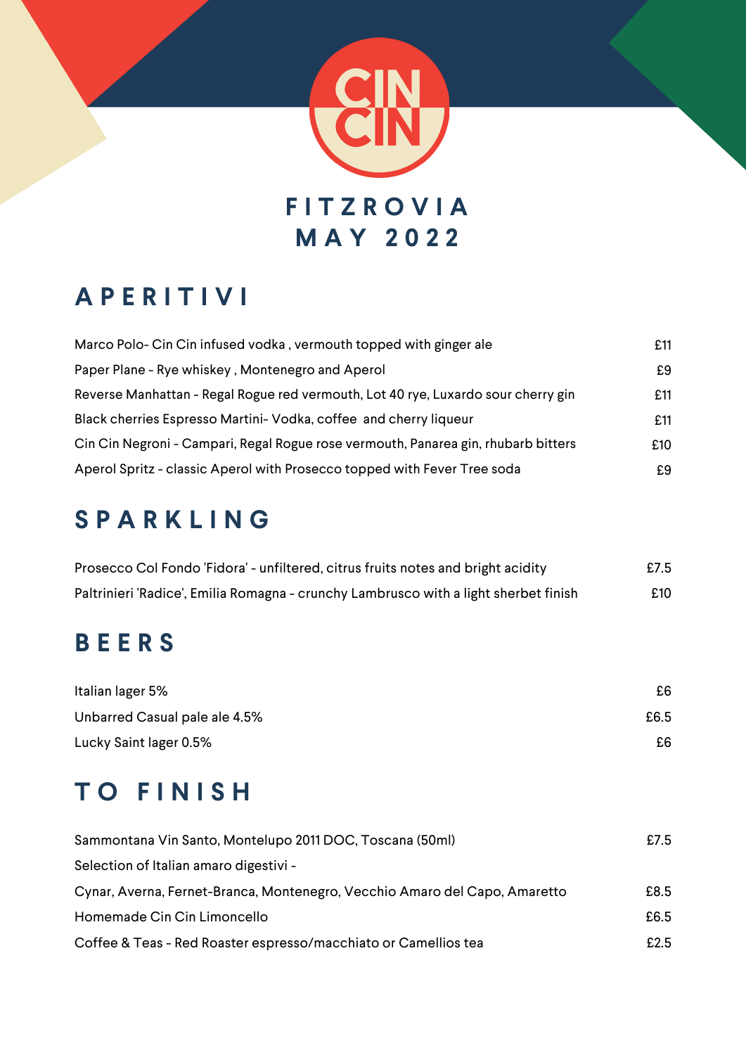# CIN CIN

## FITZROVIA
## MAY 2022

## APERITIVI

| | |
|---|---|
| Marco Polo- Cin Cin infused vodka , vermouth topped with ginger ale | £11 |
| Paper Plane - Rye whiskey , Montenegro and Aperol | £9 |
| Reverse Manhattan - Regal Rogue red vermouth, Lot 40 rye, Luxardo sour cherry gin | £11 |
| Black cherries Espresso Martini- Vodka, coffee and cherry liqueur | £11 |
| Cin Cin Negroni - Campari, Regal Rogue rose vermouth, Panarea gin, rhubarb bitters | £10 |
| Aperol Spritz - classic Aperol with Prosecco topped with Fever Tree soda | £9 |

## SPARKLING

| | |
|---|---|
| Prosecco Col Fondo 'Fidora' - unfiltered, citrus fruits notes and bright acidity | £7.5 |
| Paltrinieri 'Radice', Emilia Romagna - crunchy Lambrusco with a light sherbet finish | £10 |

## BEERS

| | |
|---|---|
| Italian lager 5% | £6 |
| Unbarred Casual pale ale 4.5% | £6.5 |
| Lucky Saint lager 0.5% | £6 |

## TO FINISH

| | |
|---|---|
| Sammontana Vin Santo, Montelupo 2011 DOC, Toscana (50ml) | £7.5 |
| Selection of Italian amaro digestivi - | |
| Cynar, Averna, Fernet-Branca, Montenegro, Vecchio Amaro del Capo, Amaretto | £8.5 |
| Homemade Cin Cin Limoncello | £6.5 |
| Coffee & Teas - Red Roaster espresso/macchiato or Camellios tea | £2.5 |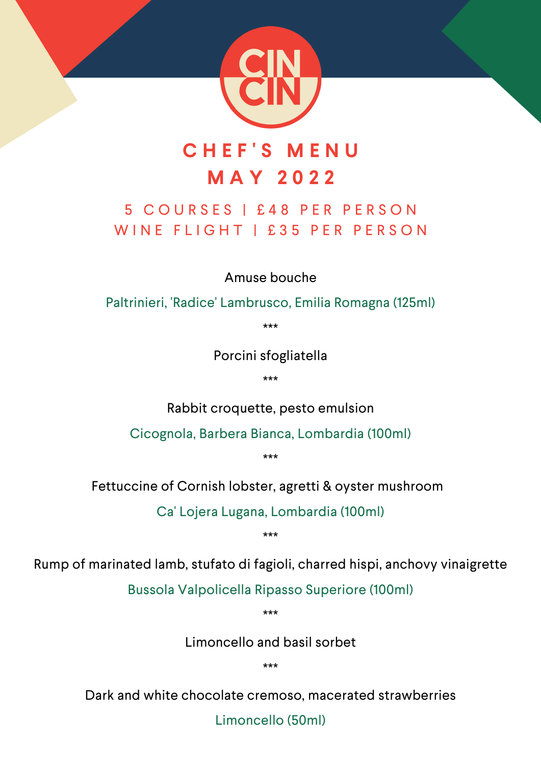CIN CIN

# CHEF'S MENU
# MAY 2022

## 5 COURSES | £48 PER PERSON
## WINE FLIGHT | £35 PER PERSON

Amuse bouche

Paltrinieri, 'Radice' Lambrusco, Emilia Romagna (125ml)

***

Porcini sfogliatella

***

Rabbit croquette, pesto emulsion

Cicognola, Barbera Bianca, Lombardia (100ml)

***

Fettuccine of Cornish lobster, agretti & oyster mushroom

Ca' Lojera Lugana, Lombardia (100ml)

***

Rump of marinated lamb, stufato di fagioli, charred hispi, anchovy vinaigrette

Bussola Valpolicella Ripasso Superiore (100ml)

***

Limoncello and basil sorbet

***

Dark and white chocolate cremoso, macerated strawberries

Limoncello (50ml)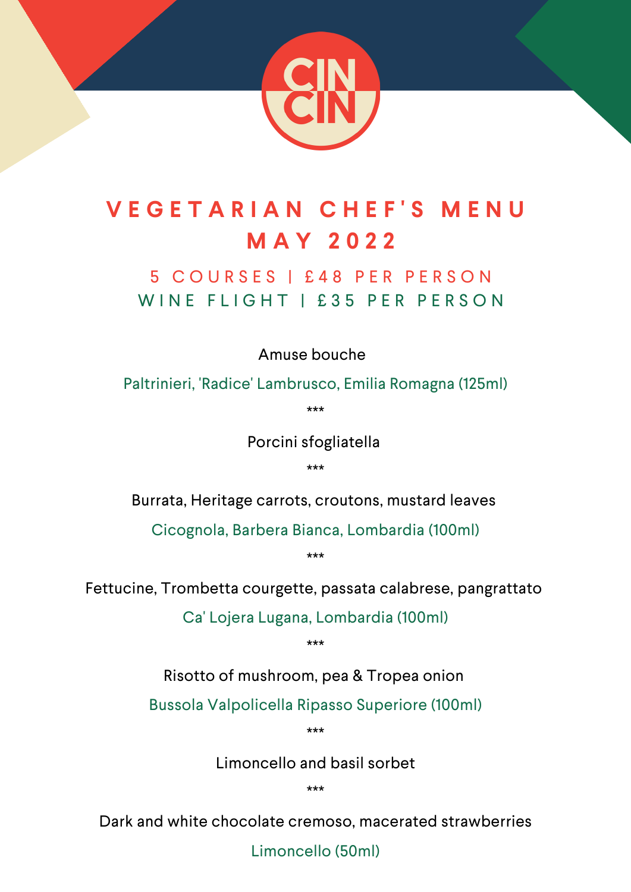CIN CIN

# VEGETARIAN CHEF'S MENU MAY 2022

## 5 COURSES | £48 PER PERSON
## WINE FLIGHT | £35 PER PERSON

Amuse bouche

Paltrinieri, 'Radice' Lambrusco, Emilia Romagna (125ml)

***

Porcini sfogliatella

***

Burrata, Heritage carrots, croutons, mustard leaves

Cicognola, Barbera Bianca, Lombardia (100ml)

***

Fettucine, Trombetta courgette, passata calabrese, pangrattato

Ca' Lojera Lugana, Lombardia (100ml)

***

Risotto of mushroom, pea & Tropea onion

Bussola Valpolicella Ripasso Superiore (100ml)

***

Limoncello and basil sorbet

***

Dark and white chocolate cremoso, macerated strawberries

Limoncello (50ml)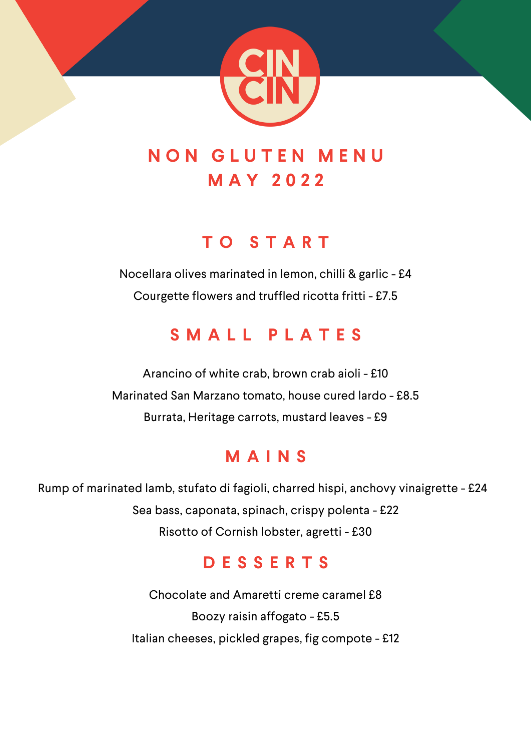# CIN CIN

## NON GLUTEN MENU
## MAY 2022

### TO START

Nocellara olives marinated in lemon, chilli & garlic - £4

Courgette flowers and truffled ricotta fritti - £7.5

### SMALL PLATES

Arancino of white crab, brown crab aioli - £10

Marinated San Marzano tomato, house cured lardo - £8.5

Burrata, Heritage carrots, mustard leaves - £9

### MAINS

Rump of marinated lamb, stufato di fagioli, charred hispi, anchovy vinaigrette - £24

Sea bass, caponata, spinach, crispy polenta - £22

Risotto of Cornish lobster, agretti - £30

### DESSERTS

Chocolate and Amaretti creme caramel £8

Boozy raisin affogato - £5.5

Italian cheeses, pickled grapes, fig compote - £12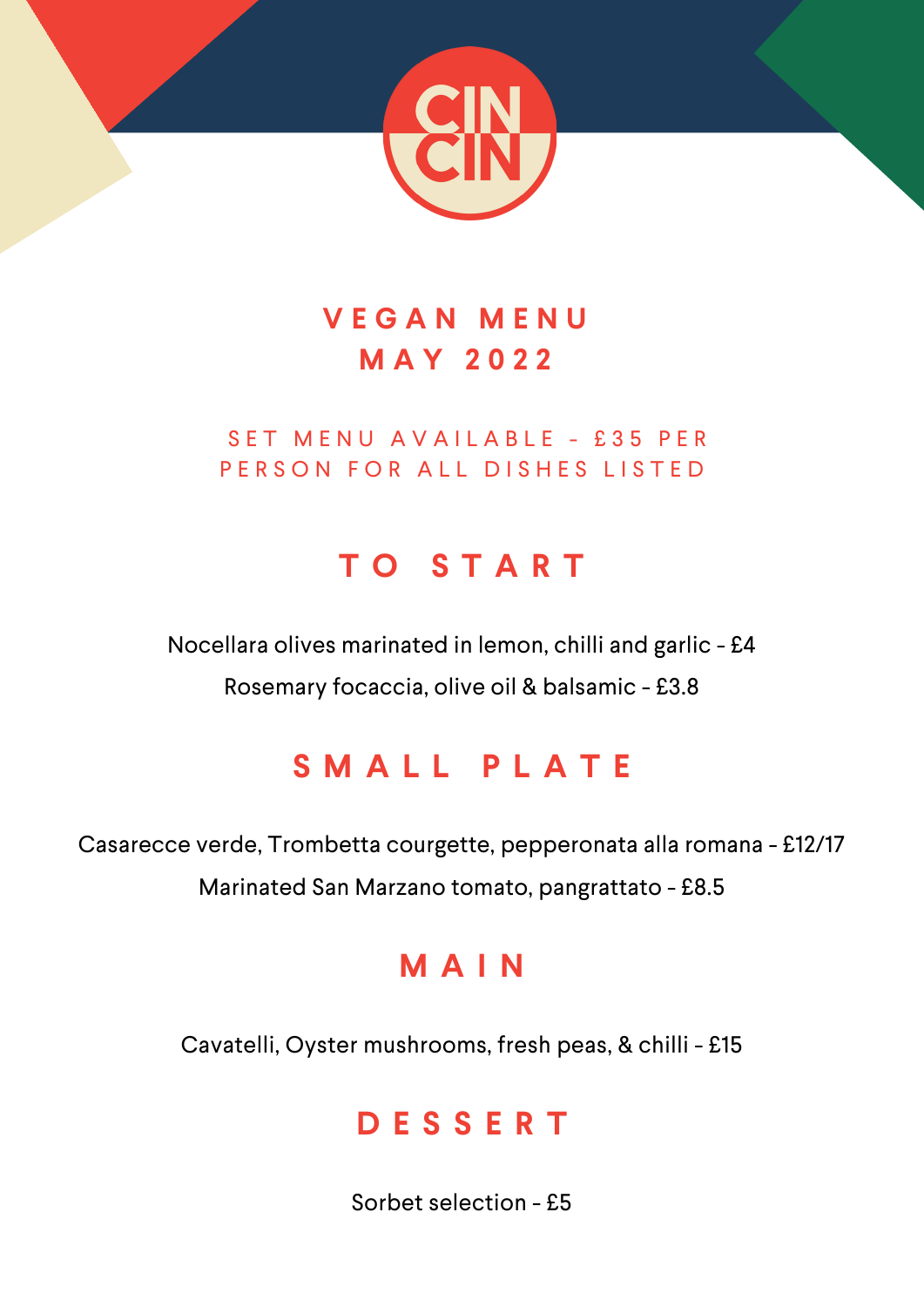CIN CIN

# VEGAN MENU
# MAY 2022

SET MENU AVAILABLE - £35 PER PERSON FOR ALL DISHES LISTED

## TO START

Nocellara olives marinated in lemon, chilli and garlic - £4

Rosemary focaccia, olive oil & balsamic - £3.8

## SMALL PLATE

Casarecce verde, Trombetta courgette, pepperonata alla romana - £12/17

Marinated San Marzano tomato, pangrattato - £8.5

## MAIN

Cavatelli, Oyster mushrooms, fresh peas, & chilli - £15

## DESSERT

Sorbet selection - £5